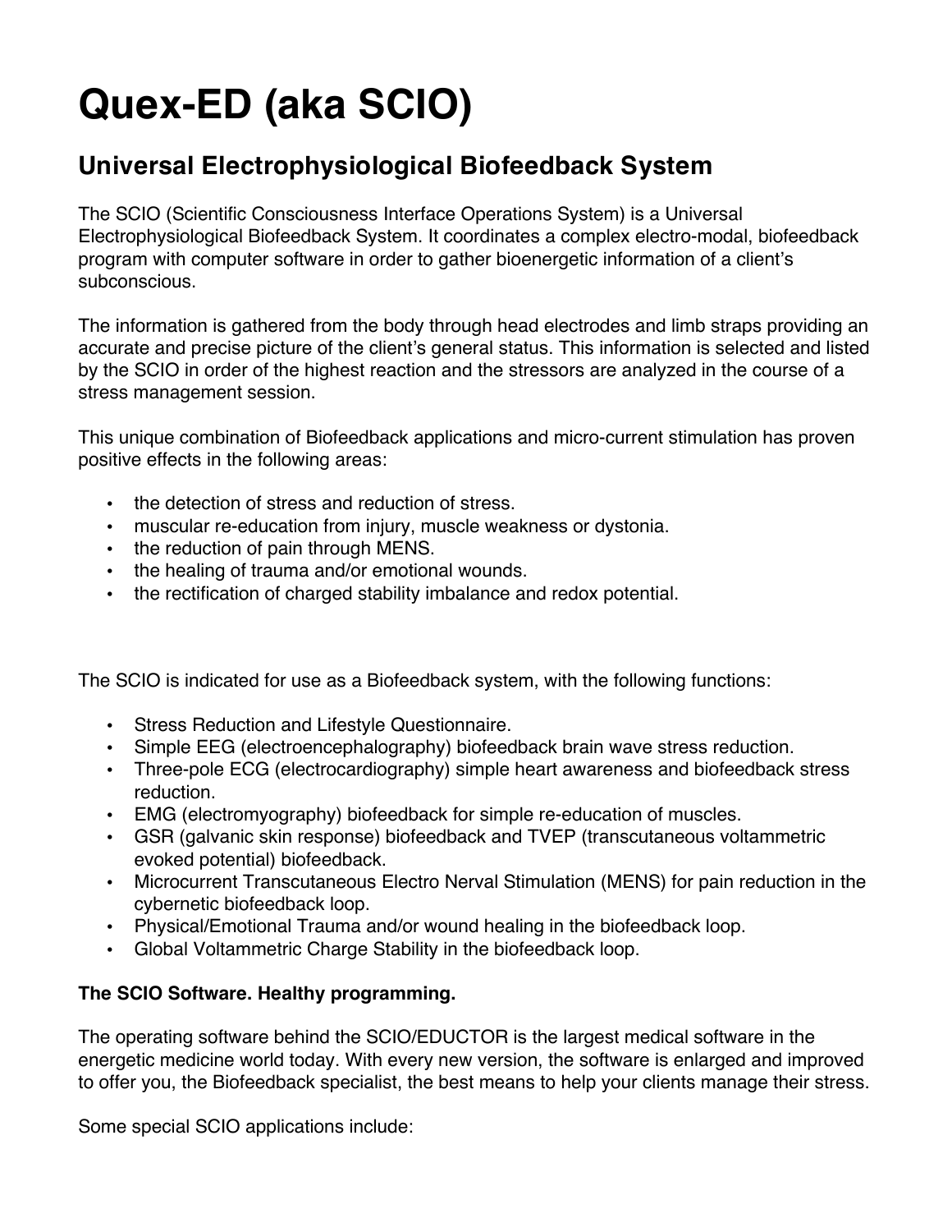# Quex-ED (aka SCIO)

## Universal Electrophysiological Biofeedback System

The SCIO (Scientific Consciousness Interface Operations System) is a Universal Electrophysiological Biofeedback System. It coordinates a complex electro-modal, biofeedback program with computer software in order to gather bioenergetic information of a client's subconscious.

The information is gathered from the body through head electrodes and limb straps providing an accurate and precise picture of the client's general status. This information is selected and listed by the SCIO in order of the highest reaction and the stressors are analyzed in the course of a stress management session.

This unique combination of Biofeedback applications and micro-current stimulation has proven positive effects in the following areas:

- the detection of stress and reduction of stress.
- muscular re-education from injury, muscle weakness or dystonia.
- the reduction of pain through MENS.
- the healing of trauma and/or emotional wounds.
- the rectification of charged stability imbalance and redox potential.

The SCIO is indicated for use as a Biofeedback system, with the following functions:

- Stress Reduction and Lifestyle Questionnaire.
- Simple EEG (electroencephalography) biofeedback brain wave stress reduction.
- Three-pole ECG (electrocardiography) simple heart awareness and biofeedback stress reduction.
- EMG (electromyography) biofeedback for simple re-education of muscles.
- GSR (galvanic skin response) biofeedback and TVEP (transcutaneous voltammetric evoked potential) biofeedback.
- Microcurrent Transcutaneous Electro Nerval Stimulation (MENS) for pain reduction in the cybernetic biofeedback loop.
- Physical/Emotional Trauma and/or wound healing in the biofeedback loop.
- Global Voltammetric Charge Stability in the biofeedback loop.

**The SCIO Software. Healthy programming.**

The operating software behind the SCIO/EDUCTOR is the largest medical software in the energetic medicine world today. With every new version, the software is enlarged and improved to offer you, the Biofeedback specialist, the best means to help your clients manage their stress.

Some special SCIO applications include: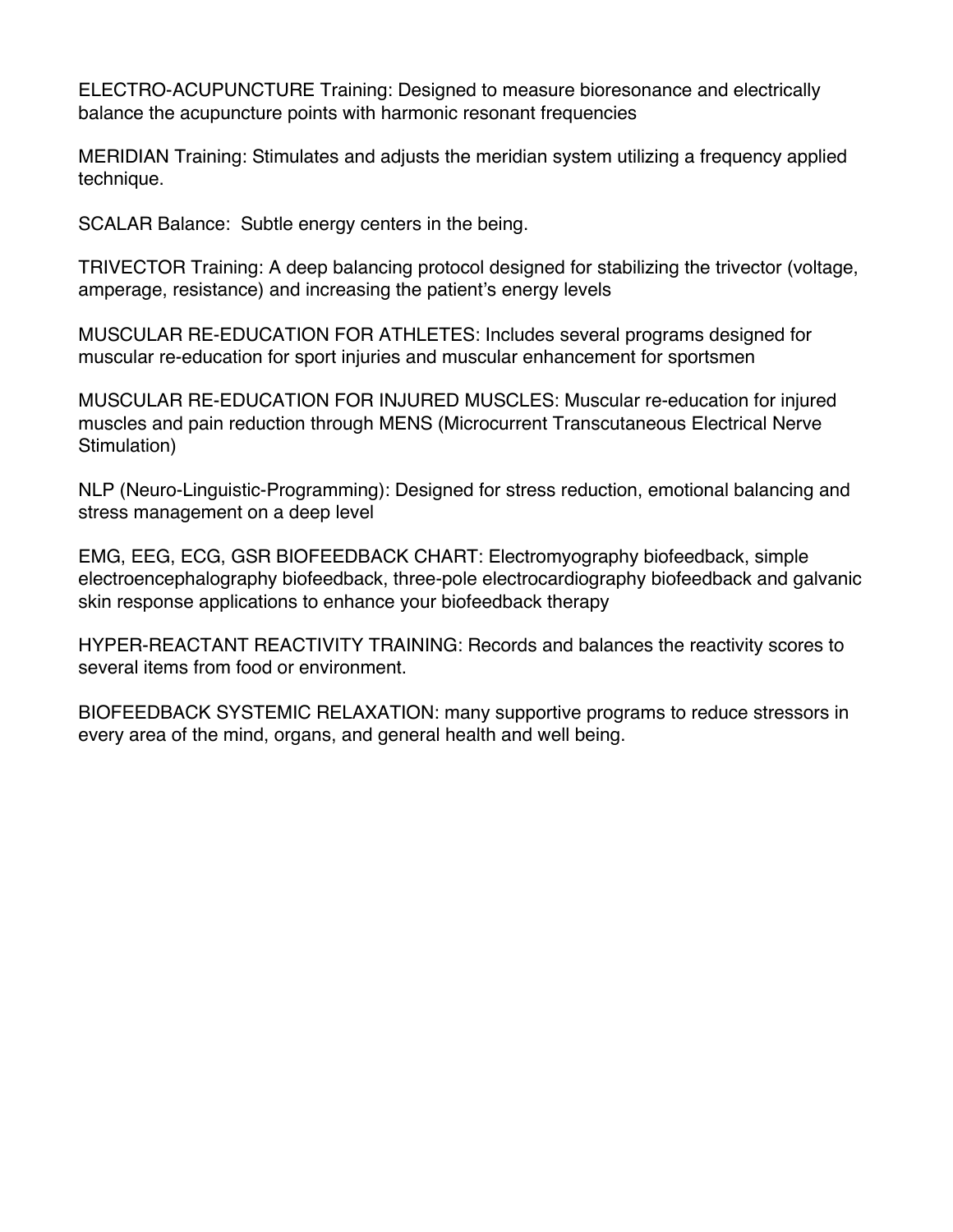ELECTRO-ACUPUNCTURE Training: Designed to measure bioresonance and electrically balance the acupuncture points with harmonic resonant frequencies

MERIDIAN Training: Stimulates and adjusts the meridian system utilizing a frequency applied technique.

SCALAR Balance:  Subtle energy centers in the being.

TRIVECTOR Training: A deep balancing protocol designed for stabilizing the trivector (voltage, amperage, resistance) and increasing the patient's energy levels

MUSCULAR RE-EDUCATION FOR ATHLETES: Includes several programs designed for muscular re-education for sport injuries and muscular enhancement for sportsmen

MUSCULAR RE-EDUCATION FOR INJURED MUSCLES: Muscular re-education for injured muscles and pain reduction through MENS (Microcurrent Transcutaneous Electrical Nerve Stimulation)

NLP (Neuro-Linguistic-Programming): Designed for stress reduction, emotional balancing and stress management on a deep level

EMG, EEG, ECG, GSR BIOFEEDBACK CHART: Electromyography biofeedback, simple electroencephalography biofeedback, three-pole electrocardiography biofeedback and galvanic skin response applications to enhance your biofeedback therapy

HYPER-REACTANT REACTIVITY TRAINING: Records and balances the reactivity scores to several items from food or environment.

BIOFEEDBACK SYSTEMIC RELAXATION: many supportive programs to reduce stressors in every area of the mind, organs, and general health and well being.